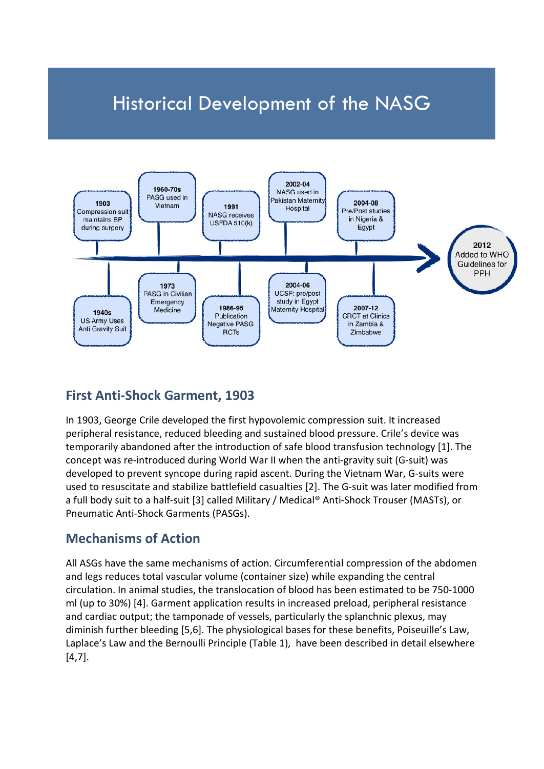# Historical Development of the NASG

1903
Compression suit maintains BP during surgery

1940s
US Army Uses Anti Gravity Suit

1960-70s
PASG used in Vietnam

1973
PASG in Civilian Emergency Medicine

1991
NASG receives USFDA 510(k)

1986-95
Publication Negative PASG RCTs

2002-04
NASG used in Pakistan Maternity Hospital

2004-06
UCSF: pre/post study in Egypt Maternity Hospital

2004-08
Pre/Post studies in Nigeria & Egypt

2007-12
CRCT at Clinics in Zambia & Zimbabwe

2012
Added to WHO Guidelines for PPH

## First Anti-Shock Garment, 1903

In 1903, George Crile developed the first hypovolemic compression suit. It increased peripheral resistance, reduced bleeding and sustained blood pressure. Crile's device was temporarily abandoned after the introduction of safe blood transfusion technology [1]. The concept was re-introduced during World War II when the anti-gravity suit (G-suit) was developed to prevent syncope during rapid ascent. During the Vietnam War, G-suits were used to resuscitate and stabilize battlefield casualties [2]. The G-suit was later modified from a full body suit to a half-suit [3] called Military / Medical® Anti-Shock Trouser (MASTs), or Pneumatic Anti-Shock Garments (PASGs).

## Mechanisms of Action

All ASGs have the same mechanisms of action. Circumferential compression of the abdomen and legs reduces total vascular volume (container size) while expanding the central circulation. In animal studies, the translocation of blood has been estimated to be 750-1000 ml (up to 30%) [4]. Garment application results in increased preload, peripheral resistance and cardiac output; the tamponade of vessels, particularly the splanchnic plexus, may diminish further bleeding [5,6]. The physiological bases for these benefits, Poiseuille's Law, Laplace's Law and the Bernoulli Principle (Table 1), have been described in detail elsewhere [4,7].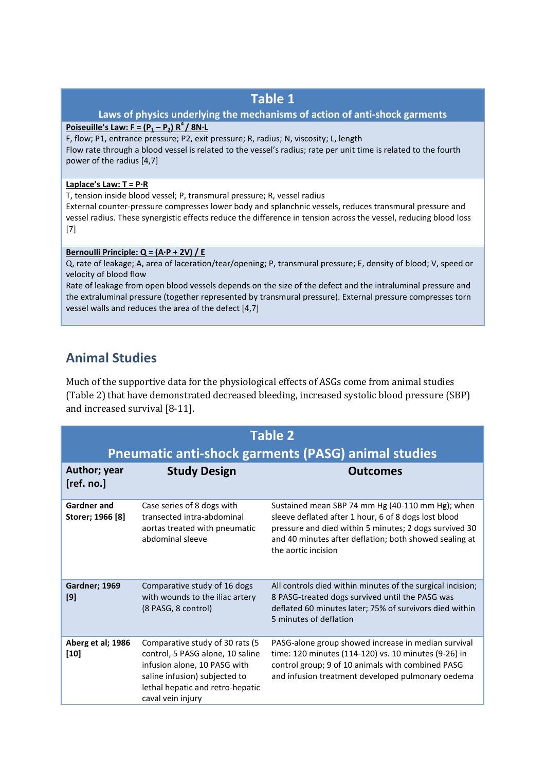## Table 1

**Laws of physics underlying the mechanisms of action of anti-shock garments**

**Poiseuille's Law: $F = (P_1 - P_2) R^4 / 8N{\cdot}L$**

F, flow; P1, entrance pressure; P2, exit pressure; R, radius; N, viscosity; L, length

Flow rate through a blood vessel is related to the vessel's radius; rate per unit time is related to the fourth power of the radius [4,7]

**Laplace's Law: $T = P{\cdot}R$**

T, tension inside blood vessel; P, transmural pressure; R, vessel radius

External counter-pressure compresses lower body and splanchnic vessels, reduces transmural pressure and vessel radius. These synergistic effects reduce the difference in tension across the vessel, reducing blood loss [7]

**Bernoulli Principle: $Q = (A{\cdot}P + 2V) / E$**

Q, rate of leakage; A, area of laceration/tear/opening; P, transmural pressure; E, density of blood; V, speed or velocity of blood flow

Rate of leakage from open blood vessels depends on the size of the defect and the intraluminal pressure and the extraluminal pressure (together represented by transmural pressure). External pressure compresses torn vessel walls and reduces the area of the defect [4,7]

## Animal Studies

Much of the supportive data for the physiological effects of ASGs come from animal studies (Table 2) that have demonstrated decreased bleeding, increased systolic blood pressure (SBP) and increased survival [8-11].

**Table 2**

**Pneumatic anti-shock garments (PASG) animal studies**

| Author; year [ref. no.] | Study Design | Outcomes |
|---|---|---|
| **Gardner and Storer; 1966 [8]** | Case series of 8 dogs with transected intra-abdominal aortas treated with pneumatic abdominal sleeve | Sustained mean SBP 74 mm Hg (40-110 mm Hg); when sleeve deflated after 1 hour, 6 of 8 dogs lost blood pressure and died within 5 minutes; 2 dogs survived 30 and 40 minutes after deflation; both showed sealing at the aortic incision |
| **Gardner; 1969 [9]** | Comparative study of 16 dogs with wounds to the iliac artery (8 PASG, 8 control) | All controls died within minutes of the surgical incision; 8 PASG-treated dogs survived until the PASG was deflated 60 minutes later; 75% of survivors died within 5 minutes of deflation |
| **Aberg et al; 1986 [10]** | Comparative study of 30 rats (5 control, 5 PASG alone, 10 saline infusion alone, 10 PASG with saline infusion) subjected to lethal hepatic and retro-hepatic caval vein injury | PASG-alone group showed increase in median survival time: 120 minutes (114-120) vs. 10 minutes (9-26) in control group; 9 of 10 animals with combined PASG and infusion treatment developed pulmonary oedema |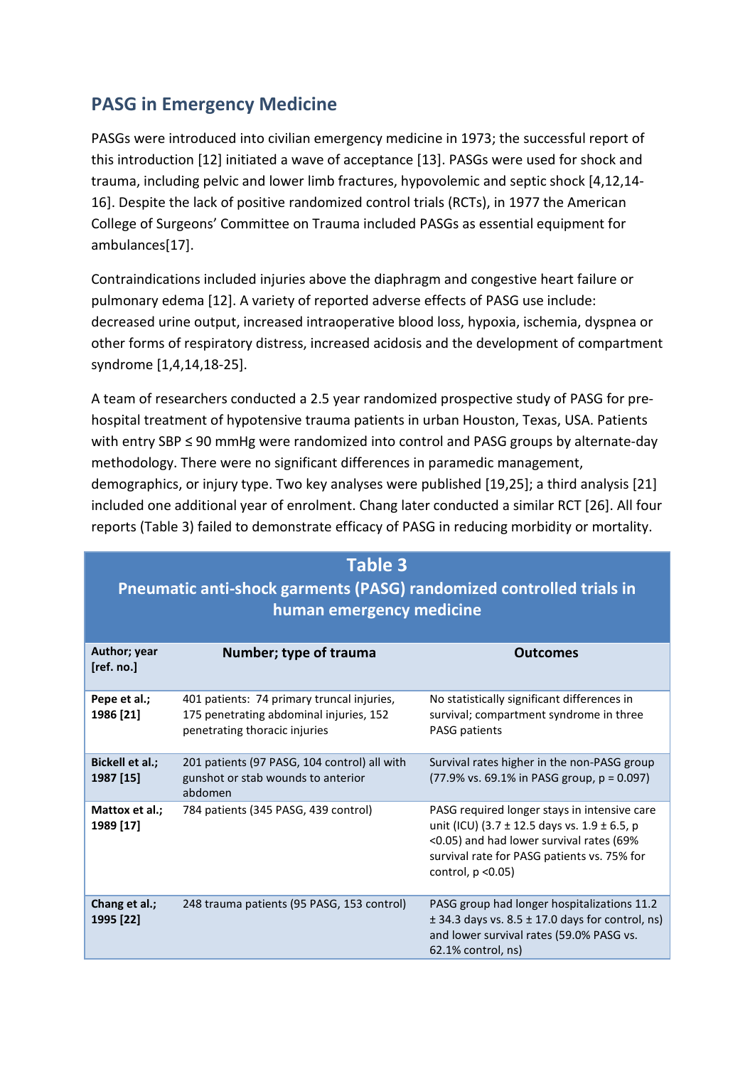## PASG in Emergency Medicine

PASGs were introduced into civilian emergency medicine in 1973; the successful report of this introduction [12] initiated a wave of acceptance [13]. PASGs were used for shock and trauma, including pelvic and lower limb fractures, hypovolemic and septic shock [4,12,14-16]. Despite the lack of positive randomized control trials (RCTs), in 1977 the American College of Surgeons' Committee on Trauma included PASGs as essential equipment for ambulances[17].

Contraindications included injuries above the diaphragm and congestive heart failure or pulmonary edema [12]. A variety of reported adverse effects of PASG use include: decreased urine output, increased intraoperative blood loss, hypoxia, ischemia, dyspnea or other forms of respiratory distress, increased acidosis and the development of compartment syndrome [1,4,14,18-25].

A team of researchers conducted a 2.5 year randomized prospective study of PASG for pre-hospital treatment of hypotensive trauma patients in urban Houston, Texas, USA. Patients with entry SBP ≤ 90 mmHg were randomized into control and PASG groups by alternate-day methodology. There were no significant differences in paramedic management, demographics, or injury type. Two key analyses were published [19,25]; a third analysis [21] included one additional year of enrolment. Chang later conducted a similar RCT [26]. All four reports (Table 3) failed to demonstrate efficacy of PASG in reducing morbidity or mortality.

**Table 3**
**Pneumatic anti-shock garments (PASG) randomized controlled trials in human emergency medicine**

| Author; year [ref. no.] | Number; type of trauma | Outcomes |
|---|---|---|
| **Pepe et al.; 1986 [21]** | 401 patients: 74 primary truncal injuries, 175 penetrating abdominal injuries, 152 penetrating thoracic injuries | No statistically significant differences in survival; compartment syndrome in three PASG patients |
| **Bickell et al.; 1987 [15]** | 201 patients (97 PASG, 104 control) all with gunshot or stab wounds to anterior abdomen | Survival rates higher in the non-PASG group (77.9% vs. 69.1% in PASG group, $p = 0.097$) |
| **Mattox et al.; 1989 [17]** | 784 patients (345 PASG, 439 control) | PASG required longer stays in intensive care unit (ICU) (3.7 ± 12.5 days vs. 1.9 ± 6.5, $p < 0.05$) and had lower survival rates (69% survival rate for PASG patients vs. 75% for control, $p < 0.05$) |
| **Chang et al.; 1995 [22]** | 248 trauma patients (95 PASG, 153 control) | PASG group had longer hospitalizations 11.2 ± 34.3 days vs. 8.5 ± 17.0 days for control, ns) and lower survival rates (59.0% PASG vs. 62.1% control, ns) |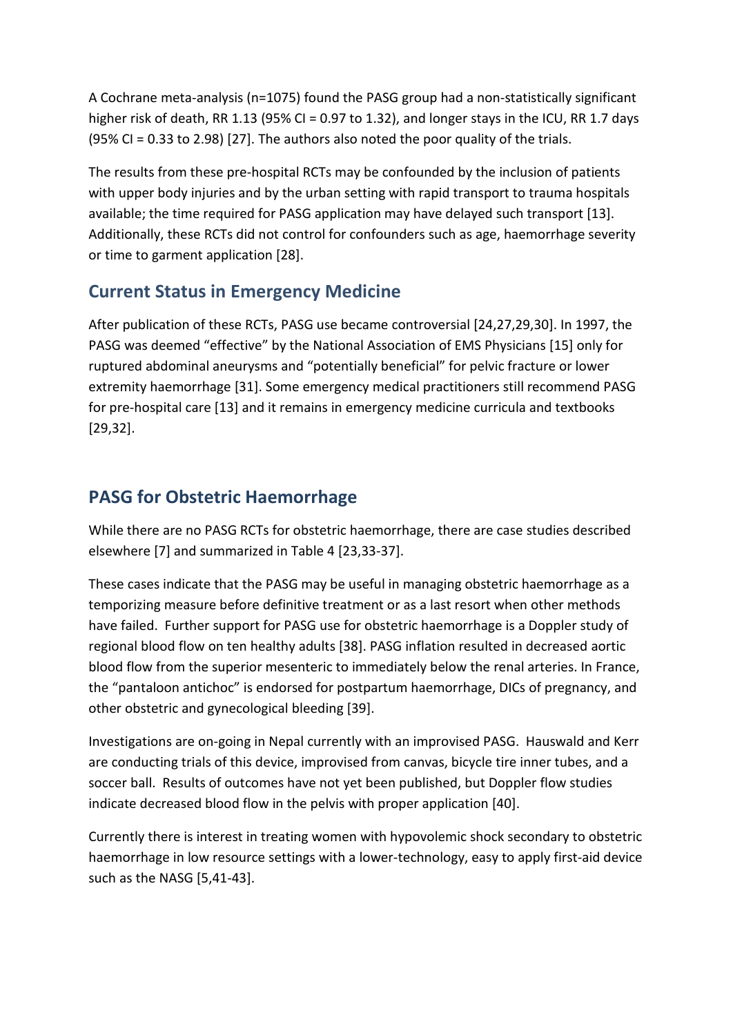A Cochrane meta-analysis (n=1075) found the PASG group had a non-statistically significant higher risk of death, RR 1.13 (95% CI = 0.97 to 1.32), and longer stays in the ICU, RR 1.7 days (95% CI = 0.33 to 2.98) [27]. The authors also noted the poor quality of the trials.

The results from these pre-hospital RCTs may be confounded by the inclusion of patients with upper body injuries and by the urban setting with rapid transport to trauma hospitals available; the time required for PASG application may have delayed such transport [13]. Additionally, these RCTs did not control for confounders such as age, haemorrhage severity or time to garment application [28].

## Current Status in Emergency Medicine

After publication of these RCTs, PASG use became controversial [24,27,29,30]. In 1997, the PASG was deemed "effective" by the National Association of EMS Physicians [15] only for ruptured abdominal aneurysms and "potentially beneficial" for pelvic fracture or lower extremity haemorrhage [31]. Some emergency medical practitioners still recommend PASG for pre-hospital care [13] and it remains in emergency medicine curricula and textbooks [29,32].

## PASG for Obstetric Haemorrhage

While there are no PASG RCTs for obstetric haemorrhage, there are case studies described elsewhere [7] and summarized in Table 4 [23,33-37].

These cases indicate that the PASG may be useful in managing obstetric haemorrhage as a temporizing measure before definitive treatment or as a last resort when other methods have failed. Further support for PASG use for obstetric haemorrhage is a Doppler study of regional blood flow on ten healthy adults [38]. PASG inflation resulted in decreased aortic blood flow from the superior mesenteric to immediately below the renal arteries. In France, the "pantaloon antichoc" is endorsed for postpartum haemorrhage, DICs of pregnancy, and other obstetric and gynecological bleeding [39].

Investigations are on-going in Nepal currently with an improvised PASG. Hauswald and Kerr are conducting trials of this device, improvised from canvas, bicycle tire inner tubes, and a soccer ball. Results of outcomes have not yet been published, but Doppler flow studies indicate decreased blood flow in the pelvis with proper application [40].

Currently there is interest in treating women with hypovolemic shock secondary to obstetric haemorrhage in low resource settings with a lower-technology, easy to apply first-aid device such as the NASG [5,41-43].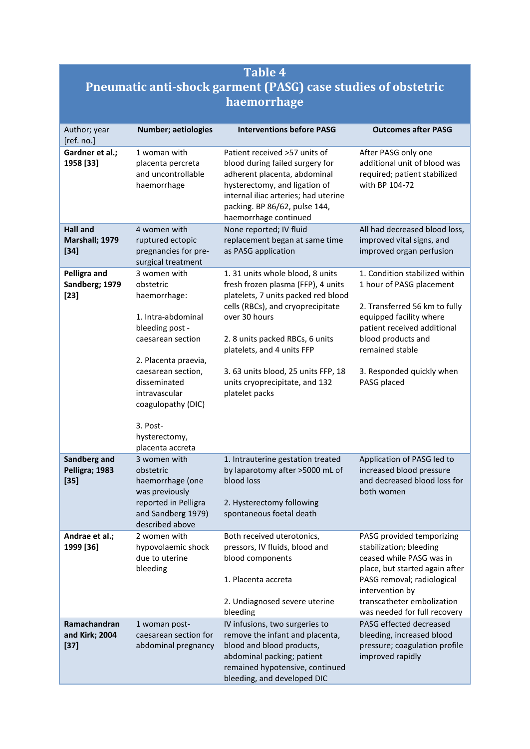## Table 4
## Pneumatic anti-shock garment (PASG) case studies of obstetric haemorrhage

| Author; year [ref. no.] | Number; aetiologies | Interventions before PASG | Outcomes after PASG |
|---|---|---|---|
| **Gardner et al.; 1958 [33]** | 1 woman with placenta percreta and uncontrollable haemorrhage | Patient received >57 units of blood during failed surgery for adherent placenta, abdominal hysterectomy, and ligation of internal iliac arteries; had uterine packing. BP 86/62, pulse 144, haemorrhage continued | After PASG only one additional unit of blood was required; patient stabilized with BP 104-72 |
| **Hall and Marshall; 1979 [34]** | 4 women with ruptured ectopic pregnancies for pre-surgical treatment | None reported; IV fluid replacement began at same time as PASG application | All had decreased blood loss, improved vital signs, and improved organ perfusion |
| **Pelligra and Sandberg; 1979 [23]** | 3 women with obstetric haemorrhage:<br><br>1. Intra-abdominal bleeding post - caesarean section<br><br>2. Placenta praevia, caesarean section, disseminated intravascular coagulopathy (DIC)<br><br>3. Post-hysterectomy, placenta accreta | 1. 31 units whole blood, 8 units fresh frozen plasma (FFP), 4 units platelets, 7 units packed red blood cells (RBCs), and cryoprecipitate over 30 hours<br><br>2. 8 units packed RBCs, 6 units platelets, and 4 units FFP<br><br>3. 63 units blood, 25 units FFP, 18 units cryoprecipitate, and 132 platelet packs | 1. Condition stabilized within 1 hour of PASG placement<br><br>2. Transferred 56 km to fully equipped facility where patient received additional blood products and remained stable<br><br>3. Responded quickly when PASG placed |
| **Sandberg and Pelligra; 1983 [35]** | 3 women with obstetric haemorrhage (one was previously reported in Pelligra and Sandberg 1979) described above | 1. Intrauterine gestation treated by laparotomy after >5000 mL of blood loss<br><br>2. Hysterectomy following spontaneous foetal death | Application of PASG led to increased blood pressure and decreased blood loss for both women |
| **Andrae et al.; 1999 [36]** | 2 women with hypovolaemic shock due to uterine bleeding | Both received uterotonics, pressors, IV fluids, blood and blood components<br><br>1. Placenta accreta<br><br>2. Undiagnosed severe uterine bleeding | PASG provided temporizing stabilization; bleeding ceased while PASG was in place, but started again after PASG removal; radiological intervention by transcatheter embolization was needed for full recovery |
| **Ramachandran and Kirk; 2004 [37]** | 1 woman post-caesarean section for abdominal pregnancy | IV infusions, two surgeries to remove the infant and placenta, blood and blood products, abdominal packing; patient remained hypotensive, continued bleeding, and developed DIC | PASG effected decreased bleeding, increased blood pressure; coagulation profile improved rapidly |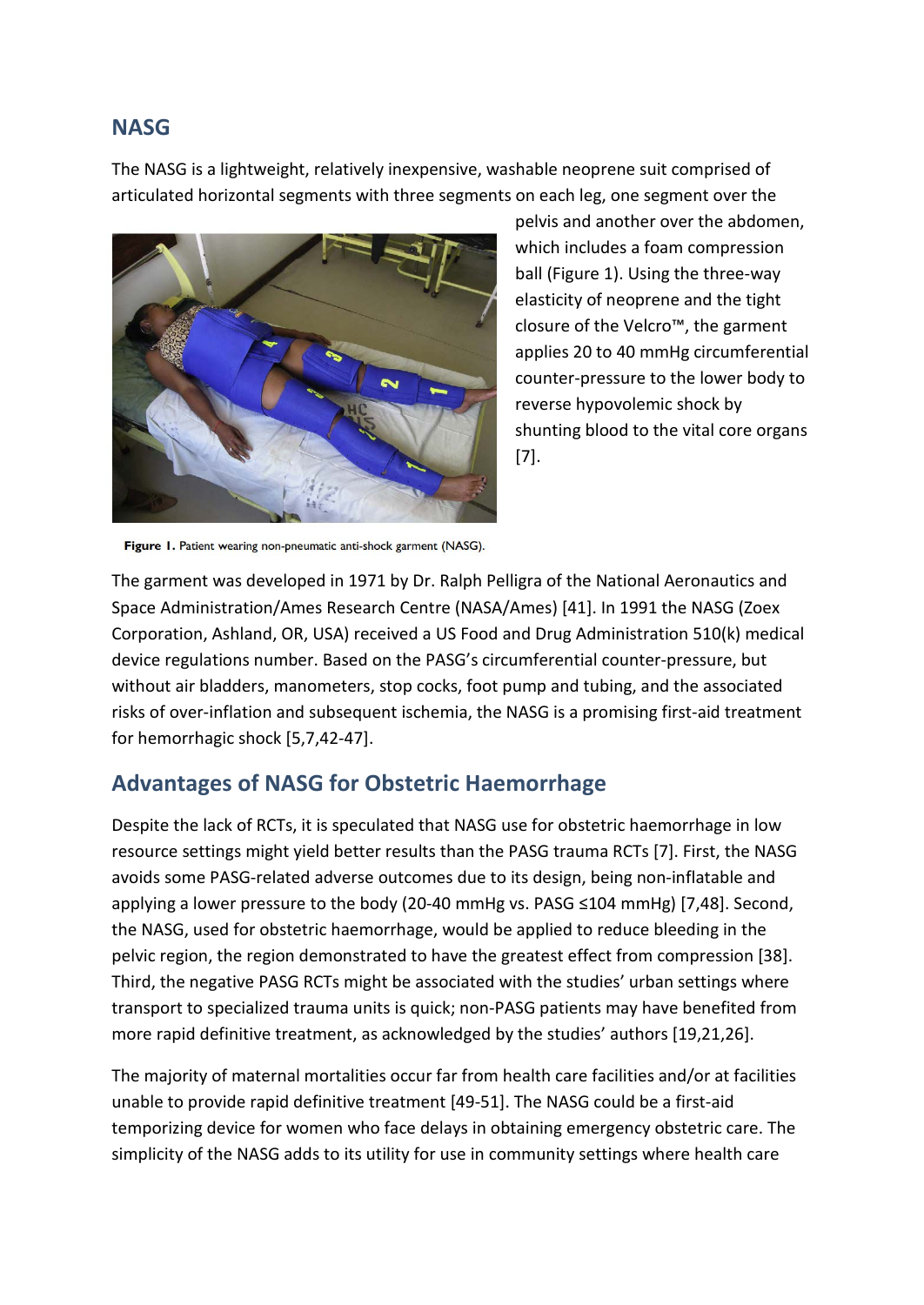## NASG

The NASG is a lightweight, relatively inexpensive, washable neoprene suit comprised of articulated horizontal segments with three segments on each leg, one segment over the pelvis and another over the abdomen, which includes a foam compression ball (Figure 1). Using the three-way elasticity of neoprene and the tight closure of the Velcro™, the garment applies 20 to 40 mmHg circumferential counter-pressure to the lower body to reverse hypovolemic shock by shunting blood to the vital core organs [7].

**Figure 1.** Patient wearing non-pneumatic anti-shock garment (NASG).

The garment was developed in 1971 by Dr. Ralph Pelligra of the National Aeronautics and Space Administration/Ames Research Centre (NASA/Ames) [41]. In 1991 the NASG (Zoex Corporation, Ashland, OR, USA) received a US Food and Drug Administration 510(k) medical device regulations number. Based on the PASG's circumferential counter-pressure, but without air bladders, manometers, stop cocks, foot pump and tubing, and the associated risks of over-inflation and subsequent ischemia, the NASG is a promising first-aid treatment for hemorrhagic shock [5,7,42-47].

## Advantages of NASG for Obstetric Haemorrhage

Despite the lack of RCTs, it is speculated that NASG use for obstetric haemorrhage in low resource settings might yield better results than the PASG trauma RCTs [7]. First, the NASG avoids some PASG-related adverse outcomes due to its design, being non-inflatable and applying a lower pressure to the body (20-40 mmHg vs. PASG ≤104 mmHg) [7,48]. Second, the NASG, used for obstetric haemorrhage, would be applied to reduce bleeding in the pelvic region, the region demonstrated to have the greatest effect from compression [38]. Third, the negative PASG RCTs might be associated with the studies' urban settings where transport to specialized trauma units is quick; non-PASG patients may have benefited from more rapid definitive treatment, as acknowledged by the studies' authors [19,21,26].

The majority of maternal mortalities occur far from health care facilities and/or at facilities unable to provide rapid definitive treatment [49-51]. The NASG could be a first-aid temporizing device for women who face delays in obtaining emergency obstetric care. The simplicity of the NASG adds to its utility for use in community settings where health care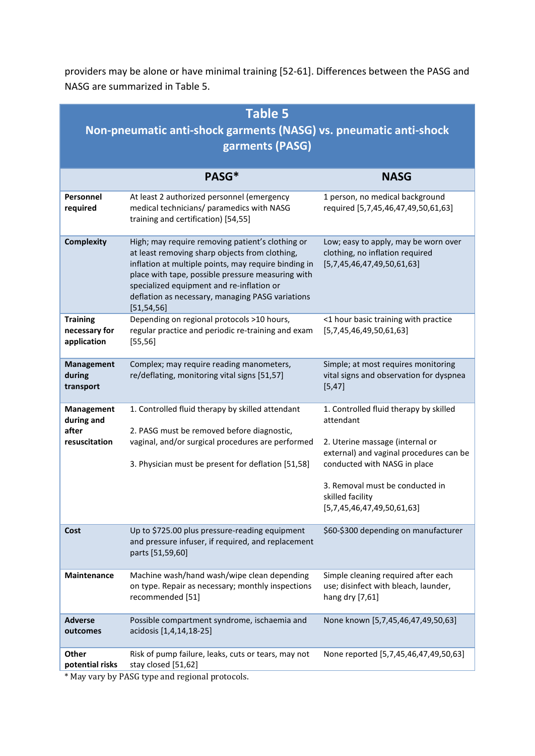providers may be alone or have minimal training [52-61]. Differences between the PASG and NASG are summarized in Table 5.

**Table 5**
**Non-pneumatic anti-shock garments (NASG) vs. pneumatic anti-shock garments (PASG)**

| | PASG* | NASG |
|---|---|---|
| **Personnel required** | At least 2 authorized personnel (emergency medical technicians/ paramedics with NASG training and certification) [54,55] | 1 person, no medical background required [5,7,45,46,47,49,50,61,63] |
| **Complexity** | High; may require removing patient's clothing or at least removing sharp objects from clothing, inflation at multiple points, may require binding in place with tape, possible pressure measuring with specialized equipment and re-inflation or deflation as necessary, managing PASG variations [51,54,56] | Low; easy to apply, may be worn over clothing, no inflation required [5,7,45,46,47,49,50,61,63] |
| **Training necessary for application** | Depending on regional protocols >10 hours, regular practice and periodic re-training and exam [55,56] | <1 hour basic training with practice [5,7,45,46,49,50,61,63] |
| **Management during transport** | Complex; may require reading manometers, re/deflating, monitoring vital signs [51,57] | Simple; at most requires monitoring vital signs and observation for dyspnea [5,47] |
| **Management during and after resuscitation** | 1. Controlled fluid therapy by skilled attendant<br><br>2. PASG must be removed before diagnostic, vaginal, and/or surgical procedures are performed<br><br>3. Physician must be present for deflation [51,58] | 1. Controlled fluid therapy by skilled attendant<br><br>2. Uterine massage (internal or external) and vaginal procedures can be conducted with NASG in place<br><br>3. Removal must be conducted in skilled facility [5,7,45,46,47,49,50,61,63] |
| **Cost** | Up to $725.00 plus pressure-reading equipment and pressure infuser, if required, and replacement parts [51,59,60] | $60-$300 depending on manufacturer |
| **Maintenance** | Machine wash/hand wash/wipe clean depending on type. Repair as necessary; monthly inspections recommended [51] | Simple cleaning required after each use; disinfect with bleach, launder, hang dry [7,61] |
| **Adverse outcomes** | Possible compartment syndrome, ischaemia and acidosis [1,4,14,18-25] | None known [5,7,45,46,47,49,50,63] |
| **Other potential risks** | Risk of pump failure, leaks, cuts or tears, may not stay closed [51,62] | None reported [5,7,45,46,47,49,50,63] |

* May vary by PASG type and regional protocols.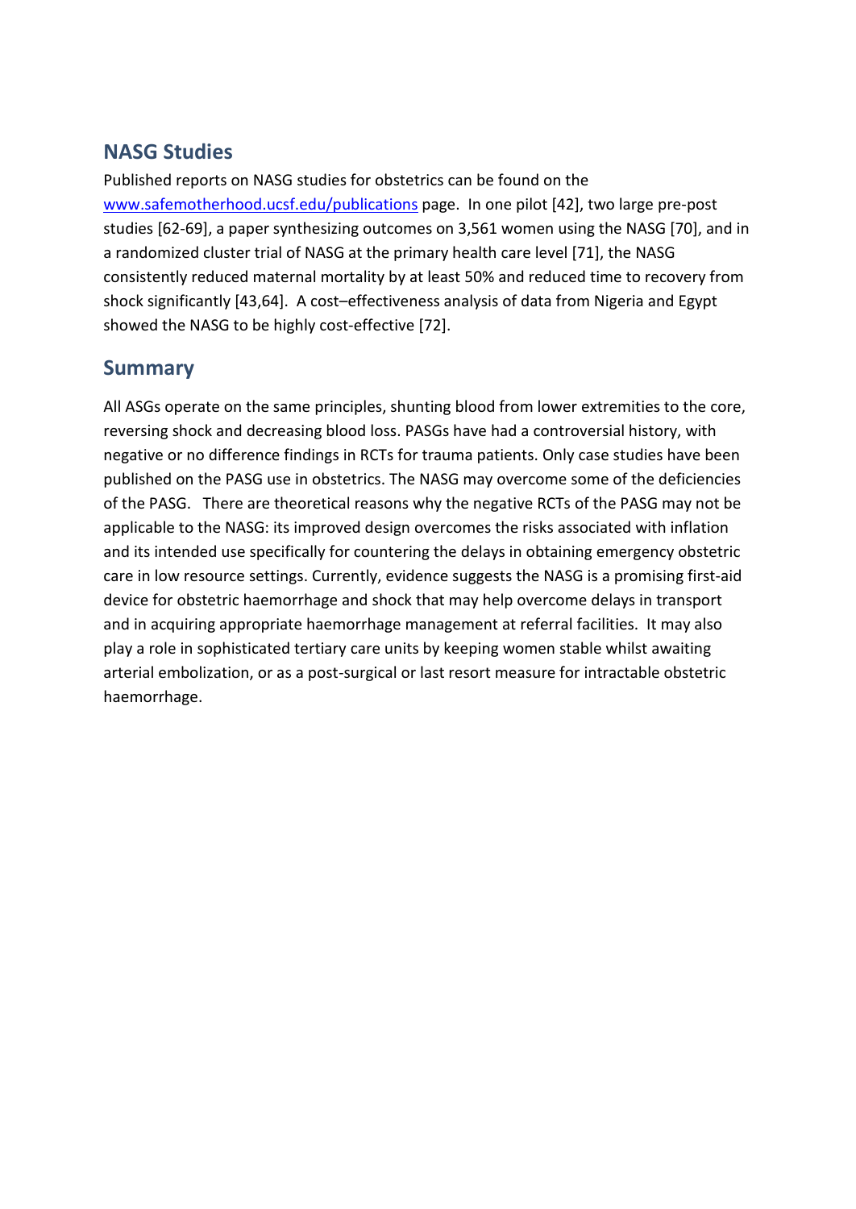## NASG Studies

Published reports on NASG studies for obstetrics can be found on the [www.safemotherhood.ucsf.edu/publications](www.safemotherhood.ucsf.edu/publications) page. In one pilot [42], two large pre-post studies [62-69], a paper synthesizing outcomes on 3,561 women using the NASG [70], and in a randomized cluster trial of NASG at the primary health care level [71], the NASG consistently reduced maternal mortality by at least 50% and reduced time to recovery from shock significantly [43,64]. A cost–effectiveness analysis of data from Nigeria and Egypt showed the NASG to be highly cost-effective [72].

## Summary

All ASGs operate on the same principles, shunting blood from lower extremities to the core, reversing shock and decreasing blood loss. PASGs have had a controversial history, with negative or no difference findings in RCTs for trauma patients. Only case studies have been published on the PASG use in obstetrics. The NASG may overcome some of the deficiencies of the PASG. There are theoretical reasons why the negative RCTs of the PASG may not be applicable to the NASG: its improved design overcomes the risks associated with inflation and its intended use specifically for countering the delays in obtaining emergency obstetric care in low resource settings. Currently, evidence suggests the NASG is a promising first-aid device for obstetric haemorrhage and shock that may help overcome delays in transport and in acquiring appropriate haemorrhage management at referral facilities. It may also play a role in sophisticated tertiary care units by keeping women stable whilst awaiting arterial embolization, or as a post-surgical or last resort measure for intractable obstetric haemorrhage.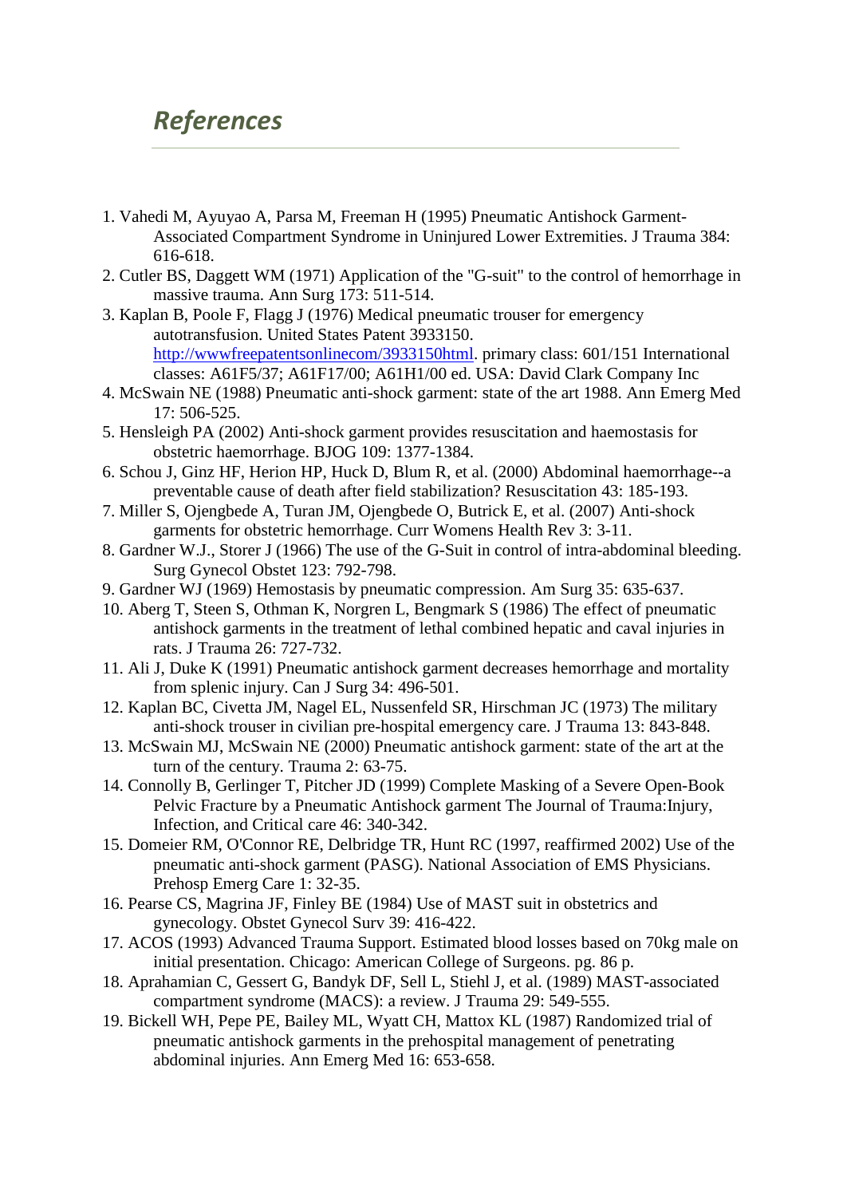## *References*

1. Vahedi M, Ayuyao A, Parsa M, Freeman H (1995) Pneumatic Antishock Garment-Associated Compartment Syndrome in Uninjured Lower Extremities. J Trauma 384: 616-618.
2. Cutler BS, Daggett WM (1971) Application of the "G-suit" to the control of hemorrhage in massive trauma. Ann Surg 173: 511-514.
3. Kaplan B, Poole F, Flagg J (1976) Medical pneumatic trouser for emergency autotransfusion. United States Patent 3933150. [http://wwwfreepatentsonlinecom/3933150html](http://wwwfreepatentsonlinecom/3933150html). primary class: 601/151 International classes: A61F5/37; A61F17/00; A61H1/00 ed. USA: David Clark Company Inc
4. McSwain NE (1988) Pneumatic anti-shock garment: state of the art 1988. Ann Emerg Med 17: 506-525.
5. Hensleigh PA (2002) Anti-shock garment provides resuscitation and haemostasis for obstetric haemorrhage. BJOG 109: 1377-1384.
6. Schou J, Ginz HF, Herion HP, Huck D, Blum R, et al. (2000) Abdominal haemorrhage--a preventable cause of death after field stabilization? Resuscitation 43: 185-193.
7. Miller S, Ojengbede A, Turan JM, Ojengbede O, Butrick E, et al. (2007) Anti-shock garments for obstetric hemorrhage. Curr Womens Health Rev 3: 3-11.
8. Gardner W.J., Storer J (1966) The use of the G-Suit in control of intra-abdominal bleeding. Surg Gynecol Obstet 123: 792-798.
9. Gardner WJ (1969) Hemostasis by pneumatic compression. Am Surg 35: 635-637.
10. Aberg T, Steen S, Othman K, Norgren L, Bengmark S (1986) The effect of pneumatic antishock garments in the treatment of lethal combined hepatic and caval injuries in rats. J Trauma 26: 727-732.
11. Ali J, Duke K (1991) Pneumatic antishock garment decreases hemorrhage and mortality from splenic injury. Can J Surg 34: 496-501.
12. Kaplan BC, Civetta JM, Nagel EL, Nussenfeld SR, Hirschman JC (1973) The military anti-shock trouser in civilian pre-hospital emergency care. J Trauma 13: 843-848.
13. McSwain MJ, McSwain NE (2000) Pneumatic antishock garment: state of the art at the turn of the century. Trauma 2: 63-75.
14. Connolly B, Gerlinger T, Pitcher JD (1999) Complete Masking of a Severe Open-Book Pelvic Fracture by a Pneumatic Antishock garment The Journal of Trauma:Injury, Infection, and Critical care 46: 340-342.
15. Domeier RM, O'Connor RE, Delbridge TR, Hunt RC (1997, reaffirmed 2002) Use of the pneumatic anti-shock garment (PASG). National Association of EMS Physicians. Prehosp Emerg Care 1: 32-35.
16. Pearse CS, Magrina JF, Finley BE (1984) Use of MAST suit in obstetrics and gynecology. Obstet Gynecol Surv 39: 416-422.
17. ACOS (1993) Advanced Trauma Support. Estimated blood losses based on 70kg male on initial presentation. Chicago: American College of Surgeons. pg. 86 p.
18. Aprahamian C, Gessert G, Bandyk DF, Sell L, Stiehl J, et al. (1989) MAST-associated compartment syndrome (MACS): a review. J Trauma 29: 549-555.
19. Bickell WH, Pepe PE, Bailey ML, Wyatt CH, Mattox KL (1987) Randomized trial of pneumatic antishock garments in the prehospital management of penetrating abdominal injuries. Ann Emerg Med 16: 653-658.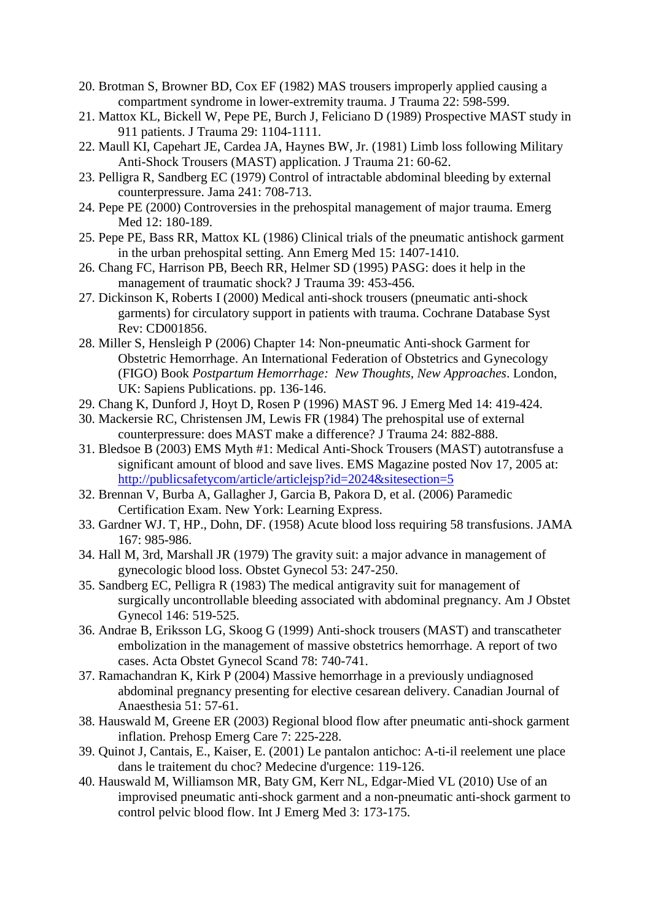20. Brotman S, Browner BD, Cox EF (1982) MAS trousers improperly applied causing a compartment syndrome in lower-extremity trauma. J Trauma 22: 598-599.
21. Mattox KL, Bickell W, Pepe PE, Burch J, Feliciano D (1989) Prospective MAST study in 911 patients. J Trauma 29: 1104-1111.
22. Maull KI, Capehart JE, Cardea JA, Haynes BW, Jr. (1981) Limb loss following Military Anti-Shock Trousers (MAST) application. J Trauma 21: 60-62.
23. Pelligra R, Sandberg EC (1979) Control of intractable abdominal bleeding by external counterpressure. Jama 241: 708-713.
24. Pepe PE (2000) Controversies in the prehospital management of major trauma. Emerg Med 12: 180-189.
25. Pepe PE, Bass RR, Mattox KL (1986) Clinical trials of the pneumatic antishock garment in the urban prehospital setting. Ann Emerg Med 15: 1407-1410.
26. Chang FC, Harrison PB, Beech RR, Helmer SD (1995) PASG: does it help in the management of traumatic shock? J Trauma 39: 453-456.
27. Dickinson K, Roberts I (2000) Medical anti-shock trousers (pneumatic anti-shock garments) for circulatory support in patients with trauma. Cochrane Database Syst Rev: CD001856.
28. Miller S, Hensleigh P (2006) Chapter 14: Non-pneumatic Anti-shock Garment for Obstetric Hemorrhage. An International Federation of Obstetrics and Gynecology (FIGO) Book *Postpartum Hemorrhage: New Thoughts, New Approaches*. London, UK: Sapiens Publications. pp. 136-146.
29. Chang K, Dunford J, Hoyt D, Rosen P (1996) MAST 96. J Emerg Med 14: 419-424.
30. Mackersie RC, Christensen JM, Lewis FR (1984) The prehospital use of external counterpressure: does MAST make a difference? J Trauma 24: 882-888.
31. Bledsoe B (2003) EMS Myth #1: Medical Anti-Shock Trousers (MAST) autotransfuse a significant amount of blood and save lives. EMS Magazine posted Nov 17, 2005 at: [http://publicsafetycom/article/articlejsp?id=2024&sitesection=5](http://publicsafetycom/article/articlejsp?id=2024&sitesection=5)
32. Brennan V, Burba A, Gallagher J, Garcia B, Pakora D, et al. (2006) Paramedic Certification Exam. New York: Learning Express.
33. Gardner WJ. T, HP., Dohn, DF. (1958) Acute blood loss requiring 58 transfusions. JAMA 167: 985-986.
34. Hall M, 3rd, Marshall JR (1979) The gravity suit: a major advance in management of gynecologic blood loss. Obstet Gynecol 53: 247-250.
35. Sandberg EC, Pelligra R (1983) The medical antigravity suit for management of surgically uncontrollable bleeding associated with abdominal pregnancy. Am J Obstet Gynecol 146: 519-525.
36. Andrae B, Eriksson LG, Skoog G (1999) Anti-shock trousers (MAST) and transcatheter embolization in the management of massive obstetrics hemorrhage. A report of two cases. Acta Obstet Gynecol Scand 78: 740-741.
37. Ramachandran K, Kirk P (2004) Massive hemorrhage in a previously undiagnosed abdominal pregnancy presenting for elective cesarean delivery. Canadian Journal of Anaesthesia 51: 57-61.
38. Hauswald M, Greene ER (2003) Regional blood flow after pneumatic anti-shock garment inflation. Prehosp Emerg Care 7: 225-228.
39. Quinot J, Cantais, E., Kaiser, E. (2001) Le pantalon antichoc: A-ti-il reelement une place dans le traitement du choc? Medecine d'urgence: 119-126.
40. Hauswald M, Williamson MR, Baty GM, Kerr NL, Edgar-Mied VL (2010) Use of an improvised pneumatic anti-shock garment and a non-pneumatic anti-shock garment to control pelvic blood flow. Int J Emerg Med 3: 173-175.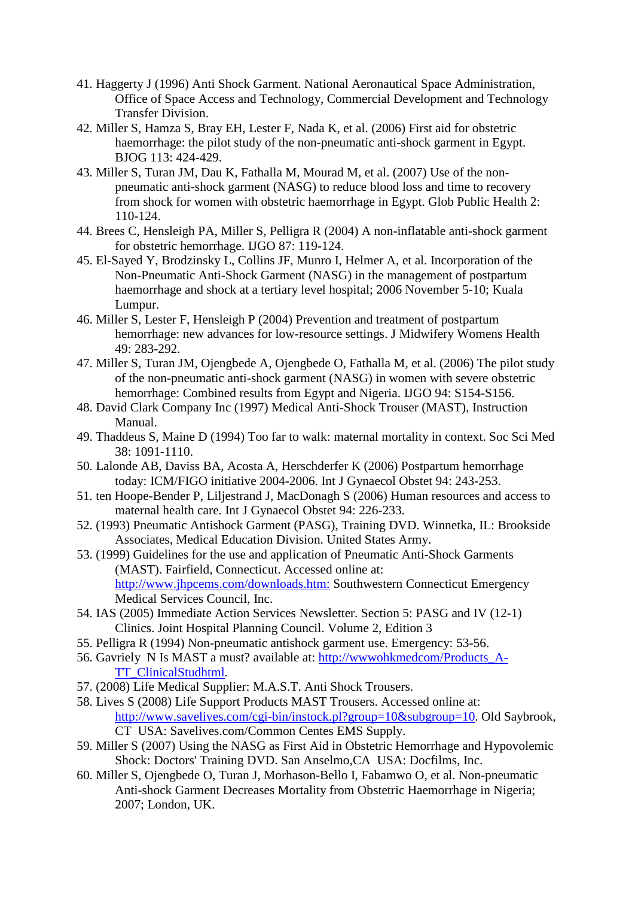41. Haggerty J (1996) Anti Shock Garment. National Aeronautical Space Administration, Office of Space Access and Technology, Commercial Development and Technology Transfer Division.
42. Miller S, Hamza S, Bray EH, Lester F, Nada K, et al. (2006) First aid for obstetric haemorrhage: the pilot study of the non-pneumatic anti-shock garment in Egypt. BJOG 113: 424-429.
43. Miller S, Turan JM, Dau K, Fathalla M, Mourad M, et al. (2007) Use of the non-pneumatic anti-shock garment (NASG) to reduce blood loss and time to recovery from shock for women with obstetric haemorrhage in Egypt. Glob Public Health 2: 110-124.
44. Brees C, Hensleigh PA, Miller S, Pelligra R (2004) A non-inflatable anti-shock garment for obstetric hemorrhage. IJGO 87: 119-124.
45. El-Sayed Y, Brodzinsky L, Collins JF, Munro I, Helmer A, et al. Incorporation of the Non-Pneumatic Anti-Shock Garment (NASG) in the management of postpartum haemorrhage and shock at a tertiary level hospital; 2006 November 5-10; Kuala Lumpur.
46. Miller S, Lester F, Hensleigh P (2004) Prevention and treatment of postpartum hemorrhage: new advances for low-resource settings. J Midwifery Womens Health 49: 283-292.
47. Miller S, Turan JM, Ojengbede A, Ojengbede O, Fathalla M, et al. (2006) The pilot study of the non-pneumatic anti-shock garment (NASG) in women with severe obstetric hemorrhage: Combined results from Egypt and Nigeria. IJGO 94: S154-S156.
48. David Clark Company Inc (1997) Medical Anti-Shock Trouser (MAST), Instruction Manual.
49. Thaddeus S, Maine D (1994) Too far to walk: maternal mortality in context. Soc Sci Med 38: 1091-1110.
50. Lalonde AB, Daviss BA, Acosta A, Herschderfer K (2006) Postpartum hemorrhage today: ICM/FIGO initiative 2004-2006. Int J Gynaecol Obstet 94: 243-253.
51. ten Hoope-Bender P, Liljestrand J, MacDonagh S (2006) Human resources and access to maternal health care. Int J Gynaecol Obstet 94: 226-233.
52. (1993) Pneumatic Antishock Garment (PASG), Training DVD. Winnetka, IL: Brookside Associates, Medical Education Division. United States Army.
53. (1999) Guidelines for the use and application of Pneumatic Anti-Shock Garments (MAST). Fairfield, Connecticut. Accessed online at: http://www.jhpcems.com/downloads.htm: Southwestern Connecticut Emergency Medical Services Council, Inc.
54. IAS (2005) Immediate Action Services Newsletter. Section 5: PASG and IV (12-1) Clinics. Joint Hospital Planning Council. Volume 2, Edition 3
55. Pelligra R (1994) Non-pneumatic antishock garment use. Emergency: 53-56.
56. Gavriely N Is MAST a must? available at: http://wwwohkmedcom/Products_A-TT_ClinicalStudhtml.
57. (2008) Life Medical Supplier: M.A.S.T. Anti Shock Trousers.
58. Lives S (2008) Life Support Products MAST Trousers. Accessed online at: http://www.savelives.com/cgi-bin/instock.pl?group=10&subgroup=10. Old Saybrook, CT USA: Savelives.com/Common Centes EMS Supply.
59. Miller S (2007) Using the NASG as First Aid in Obstetric Hemorrhage and Hypovolemic Shock: Doctors' Training DVD. San Anselmo,CA USA: Docfilms, Inc.
60. Miller S, Ojengbede O, Turan J, Morhason-Bello I, Fabamwo O, et al. Non-pneumatic Anti-shock Garment Decreases Mortality from Obstetric Haemorrhage in Nigeria; 2007; London, UK.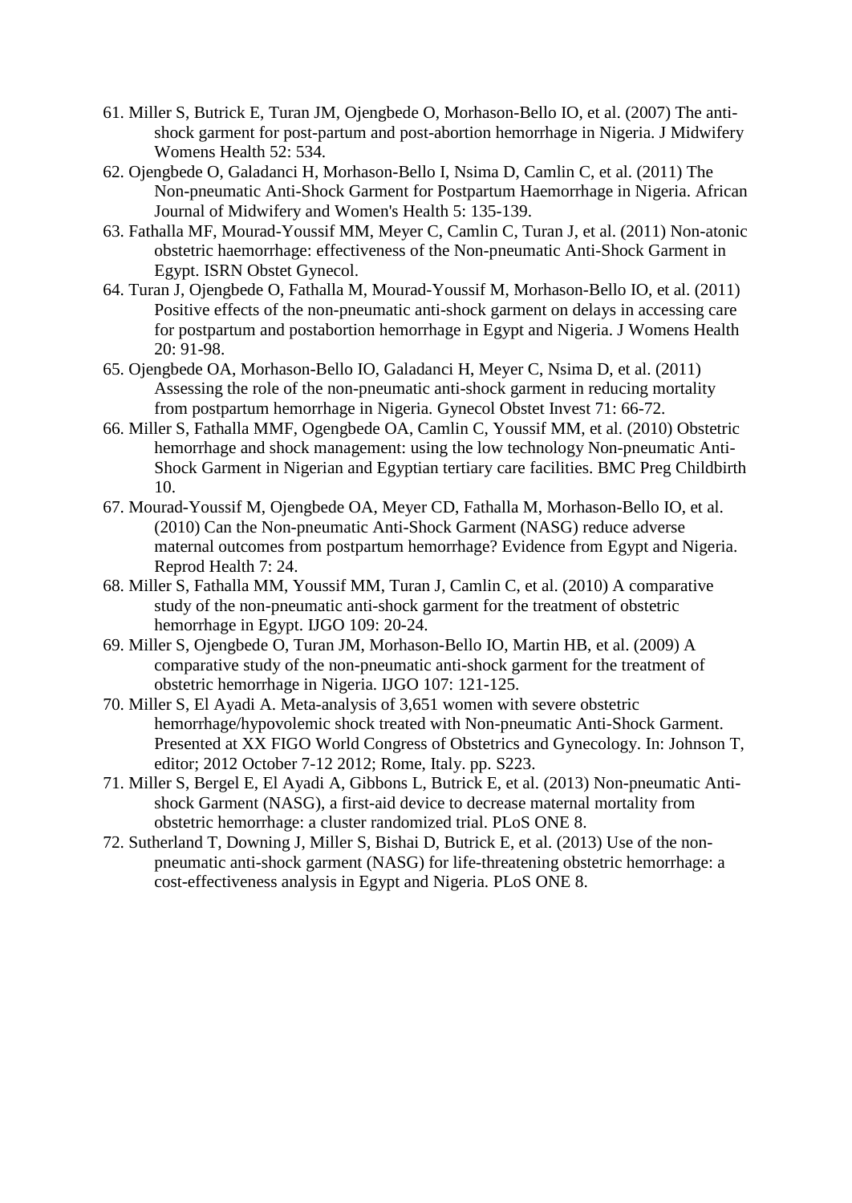61. Miller S, Butrick E, Turan JM, Ojengbede O, Morhason-Bello IO, et al. (2007) The anti-shock garment for post-partum and post-abortion hemorrhage in Nigeria. J Midwifery Womens Health 52: 534.
62. Ojengbede O, Galadanci H, Morhason-Bello I, Nsima D, Camlin C, et al. (2011) The Non-pneumatic Anti-Shock Garment for Postpartum Haemorrhage in Nigeria. African Journal of Midwifery and Women's Health 5: 135-139.
63. Fathalla MF, Mourad-Youssif MM, Meyer C, Camlin C, Turan J, et al. (2011) Non-atonic obstetric haemorrhage: effectiveness of the Non-pneumatic Anti-Shock Garment in Egypt. ISRN Obstet Gynecol.
64. Turan J, Ojengbede O, Fathalla M, Mourad-Youssif M, Morhason-Bello IO, et al. (2011) Positive effects of the non-pneumatic anti-shock garment on delays in accessing care for postpartum and postabortion hemorrhage in Egypt and Nigeria. J Womens Health 20: 91-98.
65. Ojengbede OA, Morhason-Bello IO, Galadanci H, Meyer C, Nsima D, et al. (2011) Assessing the role of the non-pneumatic anti-shock garment in reducing mortality from postpartum hemorrhage in Nigeria. Gynecol Obstet Invest 71: 66-72.
66. Miller S, Fathalla MMF, Ogengbede OA, Camlin C, Youssif MM, et al. (2010) Obstetric hemorrhage and shock management: using the low technology Non-pneumatic Anti-Shock Garment in Nigerian and Egyptian tertiary care facilities. BMC Preg Childbirth 10.
67. Mourad-Youssif M, Ojengbede OA, Meyer CD, Fathalla M, Morhason-Bello IO, et al. (2010) Can the Non-pneumatic Anti-Shock Garment (NASG) reduce adverse maternal outcomes from postpartum hemorrhage? Evidence from Egypt and Nigeria. Reprod Health 7: 24.
68. Miller S, Fathalla MM, Youssif MM, Turan J, Camlin C, et al. (2010) A comparative study of the non-pneumatic anti-shock garment for the treatment of obstetric hemorrhage in Egypt. IJGO 109: 20-24.
69. Miller S, Ojengbede O, Turan JM, Morhason-Bello IO, Martin HB, et al. (2009) A comparative study of the non-pneumatic anti-shock garment for the treatment of obstetric hemorrhage in Nigeria. IJGO 107: 121-125.
70. Miller S, El Ayadi A. Meta-analysis of 3,651 women with severe obstetric hemorrhage/hypovolemic shock treated with Non-pneumatic Anti-Shock Garment. Presented at XX FIGO World Congress of Obstetrics and Gynecology. In: Johnson T, editor; 2012 October 7-12 2012; Rome, Italy. pp. S223.
71. Miller S, Bergel E, El Ayadi A, Gibbons L, Butrick E, et al. (2013) Non-pneumatic Anti-shock Garment (NASG), a first-aid device to decrease maternal mortality from obstetric hemorrhage: a cluster randomized trial. PLoS ONE 8.
72. Sutherland T, Downing J, Miller S, Bishai D, Butrick E, et al. (2013) Use of the non-pneumatic anti-shock garment (NASG) for life-threatening obstetric hemorrhage: a cost-effectiveness analysis in Egypt and Nigeria. PLoS ONE 8.